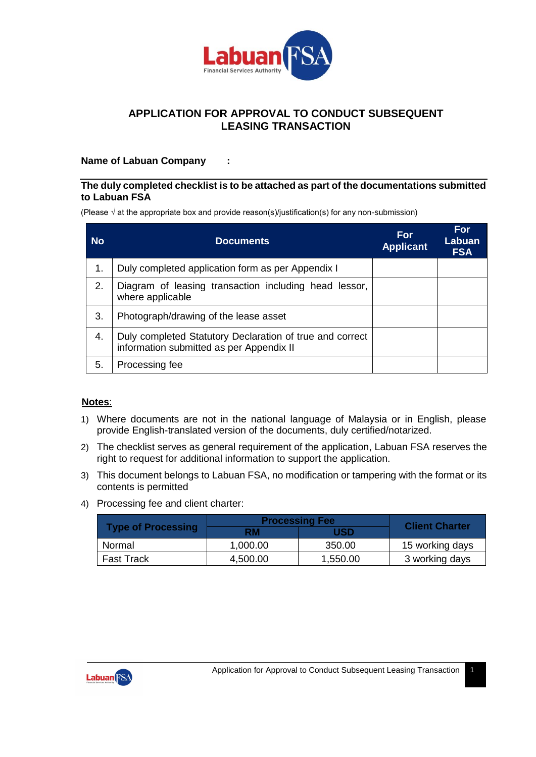# APPLICATION FOR APPROVAL TO CONDUCT SUBSEQUENT LEASING TRANSACTION

**Name of Labuan Company :**

**The duly completed checklist is to be attached as part of the documentations submitted to Labuan FSA**

(Please √ at the appropriate box and provide reason(s)/justification(s) for any non-submission)

| No | Documents | For Applicant | For Labuan FSA |
|---|---|---|---|
| 1. | Duly completed application form as per Appendix I | | |
| 2. | Diagram of leasing transaction including head lessor, where applicable | | |
| 3. | Photograph/drawing of the lease asset | | |
| 4. | Duly completed Statutory Declaration of true and correct information submitted as per Appendix II | | |
| 5. | Processing fee | | |

**Notes**:

1) Where documents are not in the national language of Malaysia or in English, please provide English-translated version of the documents, duly certified/notarized.
2) The checklist serves as general requirement of the application, Labuan FSA reserves the right to request for additional information to support the application.
3) This document belongs to Labuan FSA, no modification or tampering with the format or its contents is permitted
4) Processing fee and client charter:

| Type of Processing | Processing Fee | | Client Charter |
|---|---|---|---|
| | RM | USD | |
| Normal | 1,000.00 | 350.00 | 15 working days |
| Fast Track | 4,500.00 | 1,550.00 | 3 working days |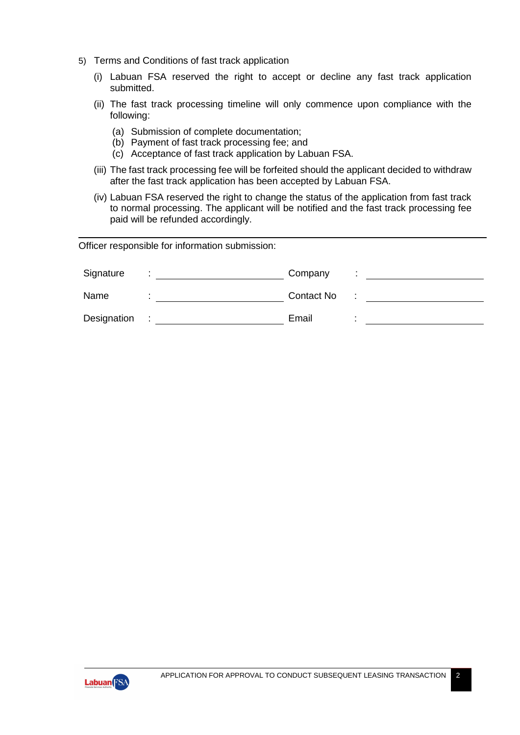5) Terms and Conditions of fast track application

   (i) Labuan FSA reserved the right to accept or decline any fast track application submitted.

   (ii) The fast track processing timeline will only commence upon compliance with the following:

      (a) Submission of complete documentation;
      (b) Payment of fast track processing fee; and
      (c) Acceptance of fast track application by Labuan FSA.

   (iii) The fast track processing fee will be forfeited should the applicant decided to withdraw after the fast track application has been accepted by Labuan FSA.

   (iv) Labuan FSA reserved the right to change the status of the application from fast track to normal processing. The applicant will be notified and the fast track processing fee paid will be refunded accordingly.

---

Officer responsible for information submission:

| | | | |
|---|---|---|---|
| Signature | : ____________________ | Company | : ____________________ |
| Name | : ____________________ | Contact No | : ____________________ |
| Designation | : ____________________ | Email | : ____________________ |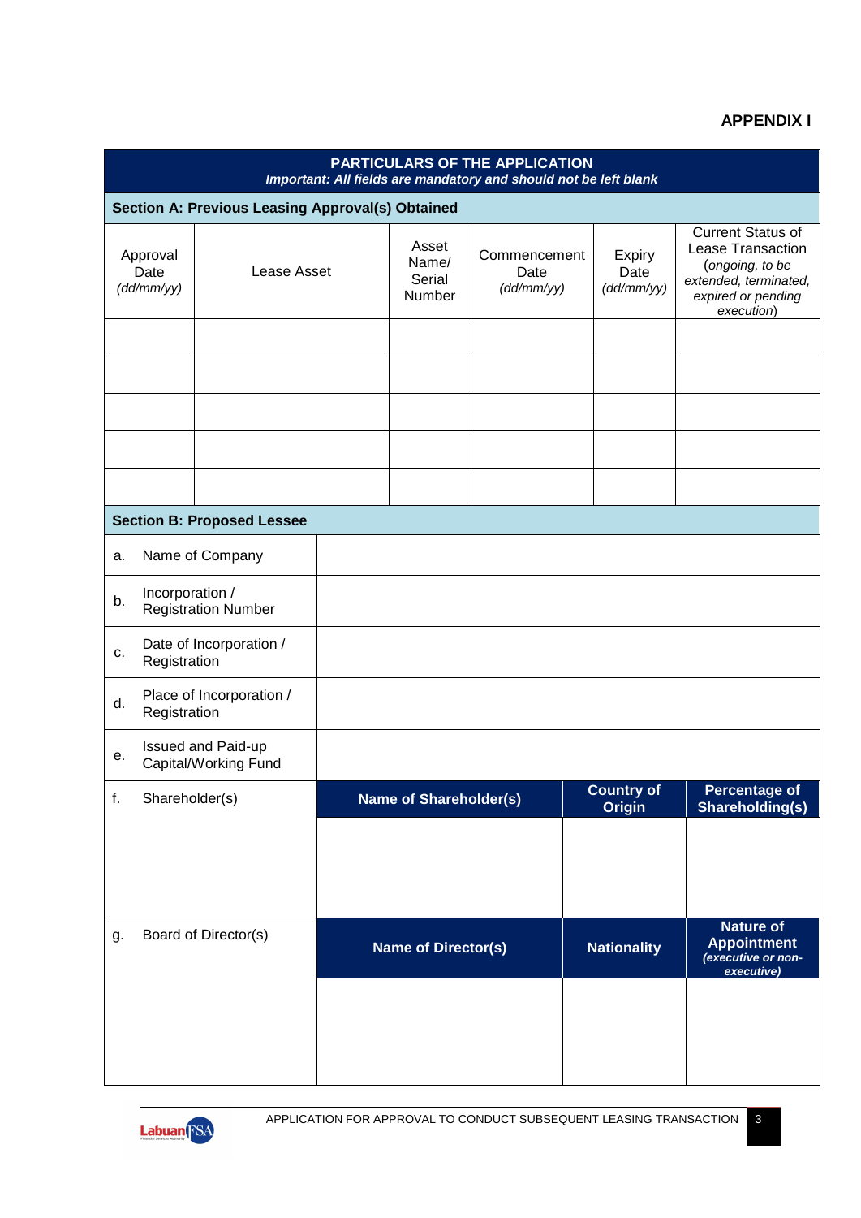**APPENDIX I**

## PARTICULARS OF THE APPLICATION

***Important: All fields are mandatory and should not be left blank***

### Section A: Previous Leasing Approval(s) Obtained

| Approval Date *(dd/mm/yy)* | Lease Asset | Asset Name/ Serial Number | Commencement Date *(dd/mm/yy)* | Expiry Date *(dd/mm/yy)* | Current Status of Lease Transaction (*ongoing, to be extended, terminated, expired or pending execution*) |
|---|---|---|---|---|---|
| | | | | | |
| | | | | | |
| | | | | | |
| | | | | | |
| | | | | | |

### Section B: Proposed Lessee

| | | |
|---|---|---|
| a. | Name of Company | |
| b. | Incorporation / Registration Number | |
| c. | Date of Incorporation / Registration | |
| d. | Place of Incorporation / Registration | |
| e. | Issued and Paid-up Capital/Working Fund | |

f. Shareholder(s)

| **Name of Shareholder(s)** | **Country of Origin** | **Percentage of Shareholding(s)** |
|---|---|---|
| | | |

g. Board of Director(s)

| **Name of Director(s)** | **Nationality** | **Nature of Appointment** ***(executive or non-executive)*** |
|---|---|---|
| | | |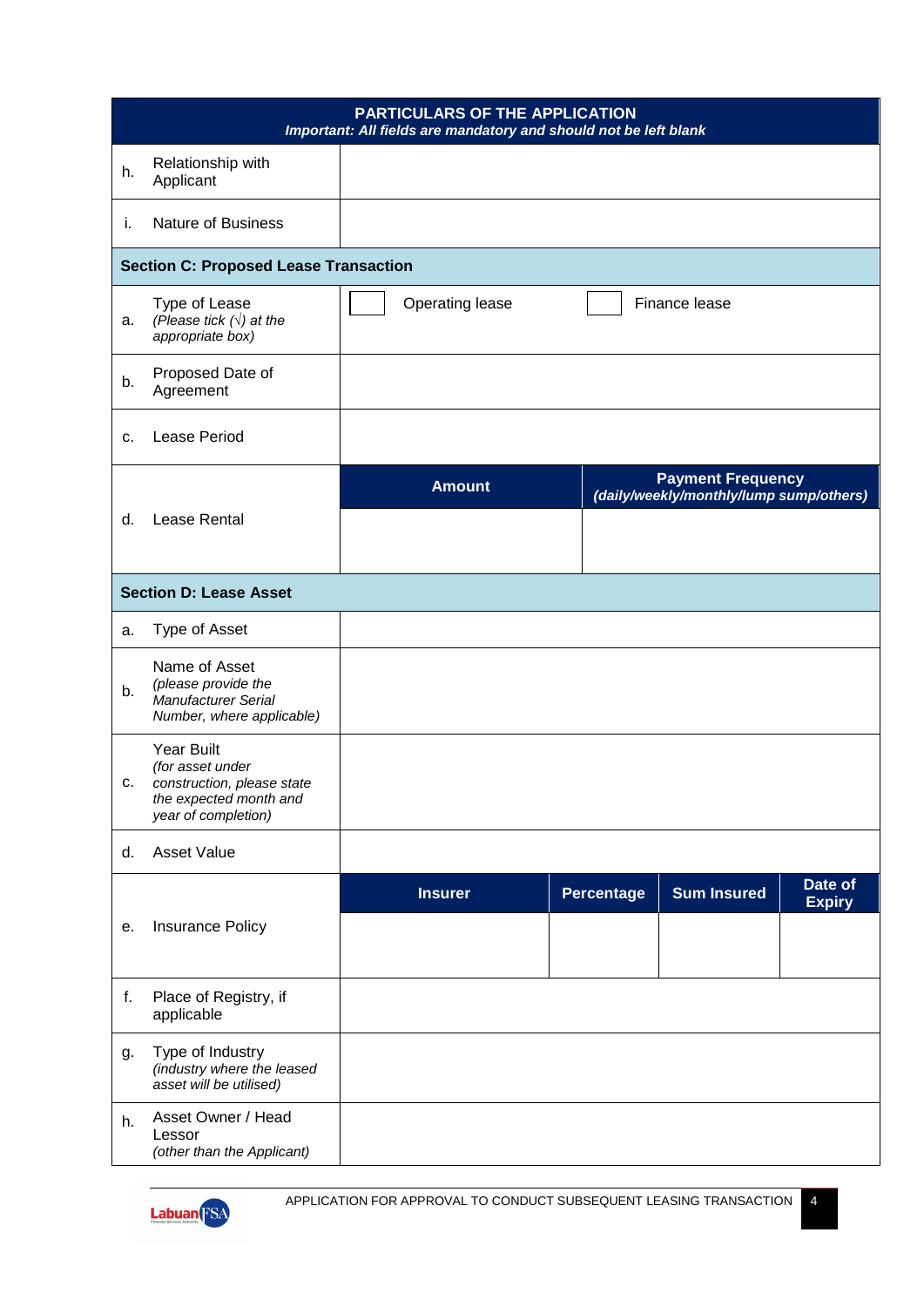| PARTICULARS OF THE APPLICATION<br>*Important: All fields are mandatory and should not be left blank* | | | | | |
|---|---|---|---|---|---|
| h. | Relationship with Applicant | | | | |
| i. | Nature of Business | | | | |
| **Section C: Proposed Lease Transaction** | | | | | |
| a. | Type of Lease<br>*(Please tick (√) at the appropriate box)* | ☐ Operating lease | | ☐ Finance lease | |
| b. | Proposed Date of Agreement | | | | |
| c. | Lease Period | | | | |
| d. | Lease Rental | **Amount** | | **Payment Frequency**<br>***(daily/weekly/monthly/lump sump/others)*** | |
| | | | | | |
| **Section D: Lease Asset** | | | | | |
| a. | Type of Asset | | | | |
| b. | Name of Asset<br>*(please provide the Manufacturer Serial Number, where applicable)* | | | | |
| c. | Year Built<br>*(for asset under construction, please state the expected month and year of completion)* | | | | |
| d. | Asset Value | | | | |
| e. | Insurance Policy | **Insurer** | **Percentage** | **Sum Insured** | **Date of Expiry** |
| | | | | | |
| f. | Place of Registry, if applicable | | | | |
| g. | Type of Industry<br>*(industry where the leased asset will be utilised)* | | | | |
| h. | Asset Owner / Head Lessor<br>*(other than the Applicant)* | | | | |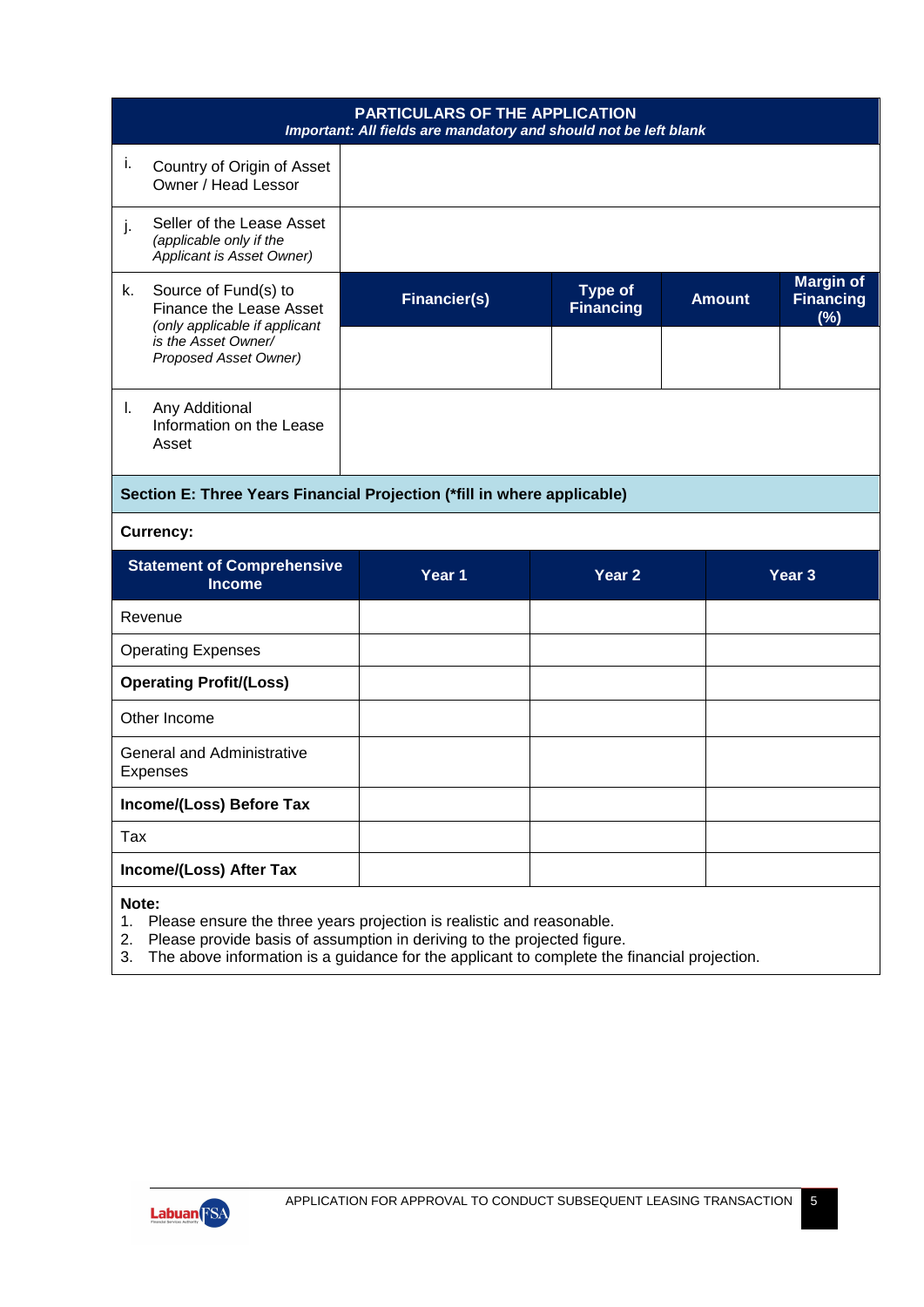| PARTICULARS OF THE APPLICATION<br>*Important: All fields are mandatory and should not be left blank* | | | | | |
|---|---|---|---|---|---|
| i. | Country of Origin of Asset Owner / Head Lessor | | | | |
| j. | Seller of the Lease Asset *(applicable only if the Applicant is Asset Owner)* | | | | |
| k. | Source of Fund(s) to Finance the Lease Asset *(only applicable if applicant is the Asset Owner/ Proposed Asset Owner)* | **Financier(s)** | **Type of Financing** | **Amount** | **Margin of Financing (%)** |
| | | | | | |
| l. | Any Additional Information on the Lease Asset | | | | |

**Section E: Three Years Financial Projection (*fill in where applicable)**

**Currency:**

| Statement of Comprehensive Income | Year 1 | Year 2 | Year 3 |
|---|---|---|---|
| Revenue | | | |
| Operating Expenses | | | |
| **Operating Profit/(Loss)** | | | |
| Other Income | | | |
| General and Administrative Expenses | | | |
| **Income/(Loss) Before Tax** | | | |
| Tax | | | |
| **Income/(Loss) After Tax** | | | |

**Note:**

1. Please ensure the three years projection is realistic and reasonable.
2. Please provide basis of assumption in deriving to the projected figure.
3. The above information is a guidance for the applicant to complete the financial projection.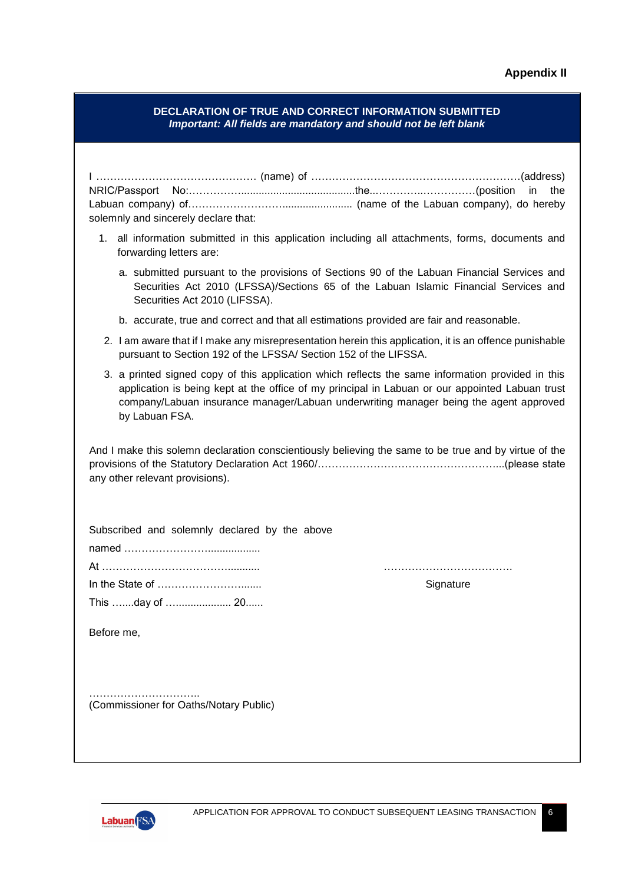**Appendix II**

**DECLARATION OF TRUE AND CORRECT INFORMATION SUBMITTED**
***Important: All fields are mandatory and should not be left blank***

I ……………………………………… (name) of ……………………………………………………(address) NRIC/Passport No:……………......................................the..…………..……………(position in the Labuan company) of………………………...................... (name of the Labuan company), do hereby solemnly and sincerely declare that:

1. all information submitted in this application including all attachments, forms, documents and forwarding letters are:
   a. submitted pursuant to the provisions of Sections 90 of the Labuan Financial Services and Securities Act 2010 (LFSSA)/Sections 65 of the Labuan Islamic Financial Services and Securities Act 2010 (LIFSSA).
   b. accurate, true and correct and that all estimations provided are fair and reasonable.
2. I am aware that if I make any misrepresentation herein this application, it is an offence punishable pursuant to Section 192 of the LFSSA/ Section 152 of the LIFSSA.
3. a printed signed copy of this application which reflects the same information provided in this application is being kept at the office of my principal in Labuan or our appointed Labuan trust company/Labuan insurance manager/Labuan underwriting manager being the agent approved by Labuan FSA.

And I make this solemn declaration conscientiously believing the same to be true and by virtue of the provisions of the Statutory Declaration Act 1960/……………………………………………...(please state any other relevant provisions).

Subscribed and solemnly declared by the above named ……………………................

At …………………………………..........

In the State of ………………………......

This …....day of …................... 20......

……………………………….
Signature

Before me,

…………………………..
(Commissioner for Oaths/Notary Public)